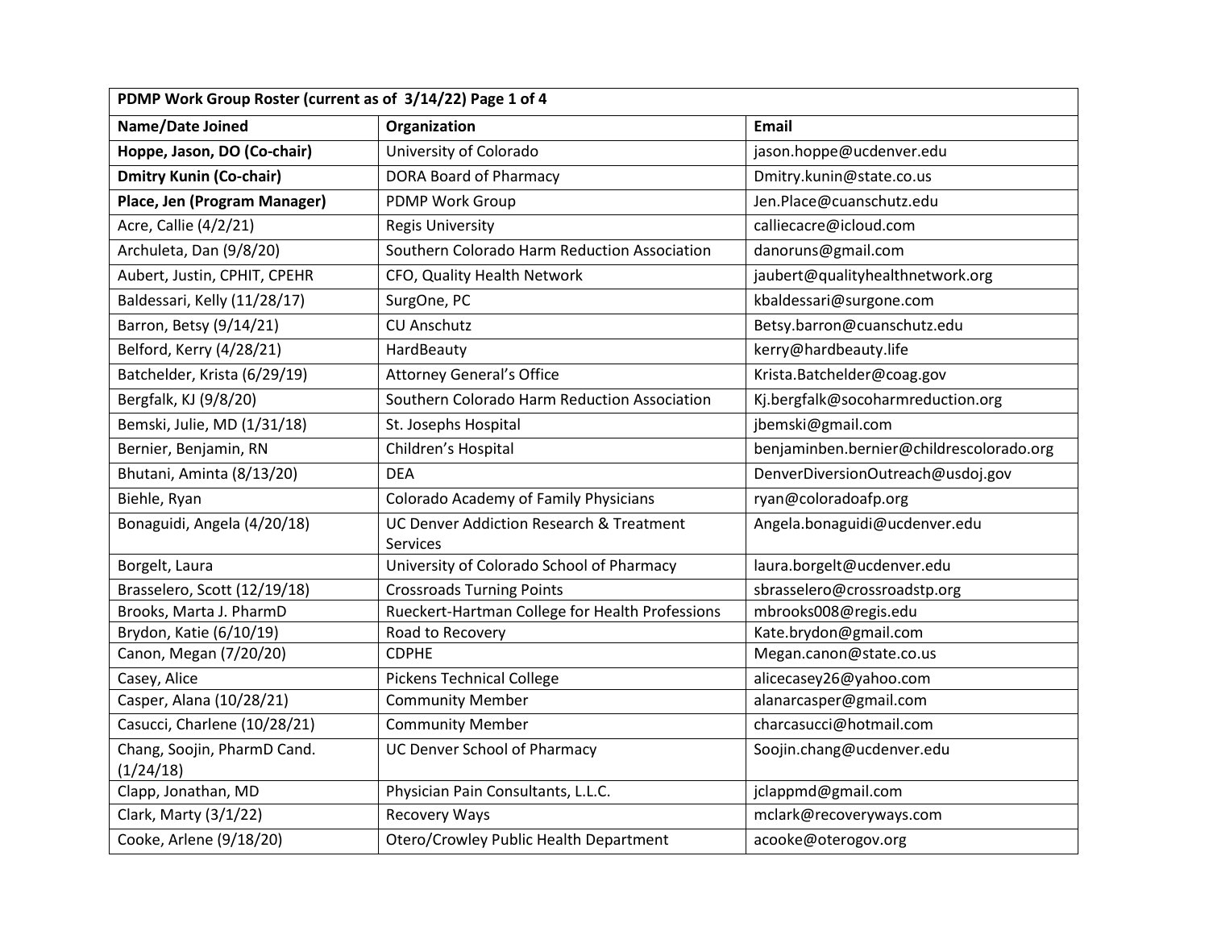| PDMP Work Group Roster (current as of 3/14/22) Page 1 of 4 | | |
|---|---|---|
| **Name/Date Joined** | **Organization** | **Email** |
| **Hoppe, Jason, DO (Co-chair)** | University of Colorado | jason.hoppe@ucdenver.edu |
| **Dmitry Kunin (Co-chair)** | DORA Board of Pharmacy | Dmitry.kunin@state.co.us |
| **Place, Jen (Program Manager)** | PDMP Work Group | Jen.Place@cuanschutz.edu |
| Acre, Callie (4/2/21) | Regis University | calliecacre@icloud.com |
| Archuleta, Dan (9/8/20) | Southern Colorado Harm Reduction Association | danoruns@gmail.com |
| Aubert, Justin, CPHIT, CPEHR | CFO, Quality Health Network | jaubert@qualityhealthnetwork.org |
| Baldessari, Kelly (11/28/17) | SurgOne, PC | kbaldessari@surgone.com |
| Barron, Betsy (9/14/21) | CU Anschutz | Betsy.barron@cuanschutz.edu |
| Belford, Kerry (4/28/21) | HardBeauty | kerry@hardbeauty.life |
| Batchelder, Krista (6/29/19) | Attorney General's Office | Krista.Batchelder@coag.gov |
| Bergfalk, KJ (9/8/20) | Southern Colorado Harm Reduction Association | Kj.bergfalk@socoharmreduction.org |
| Bemski, Julie, MD (1/31/18) | St. Josephs Hospital | jbemski@gmail.com |
| Bernier, Benjamin, RN | Children's Hospital | benjaminben.bernier@childrescolorado.org |
| Bhutani, Aminta (8/13/20) | DEA | DenverDiversionOutreach@usdoj.gov |
| Biehle, Ryan | Colorado Academy of Family Physicians | ryan@coloradoafp.org |
| Bonaguidi, Angela (4/20/18) | UC Denver Addiction Research & Treatment Services | Angela.bonaguidi@ucdenver.edu |
| Borgelt, Laura | University of Colorado School of Pharmacy | laura.borgelt@ucdenver.edu |
| Brasselero, Scott (12/19/18) | Crossroads Turning Points | sbrasselero@crossroadstp.org |
| Brooks, Marta J. PharmD | Rueckert-Hartman College for Health Professions | mbrooks008@regis.edu |
| Brydon, Katie (6/10/19) | Road to Recovery | Kate.brydon@gmail.com |
| Canon, Megan (7/20/20) | CDPHE | Megan.canon@state.co.us |
| Casey, Alice | Pickens Technical College | alicecasey26@yahoo.com |
| Casper, Alana (10/28/21) | Community Member | alanarcasper@gmail.com |
| Casucci, Charlene (10/28/21) | Community Member | charcasucci@hotmail.com |
| Chang, Soojin, PharmD Cand. (1/24/18) | UC Denver School of Pharmacy | Soojin.chang@ucdenver.edu |
| Clapp, Jonathan, MD | Physician Pain Consultants, L.L.C. | jclappmd@gmail.com |
| Clark, Marty (3/1/22) | Recovery Ways | mclark@recoveryways.com |
| Cooke, Arlene (9/18/20) | Otero/Crowley Public Health Department | acooke@oterogov.org |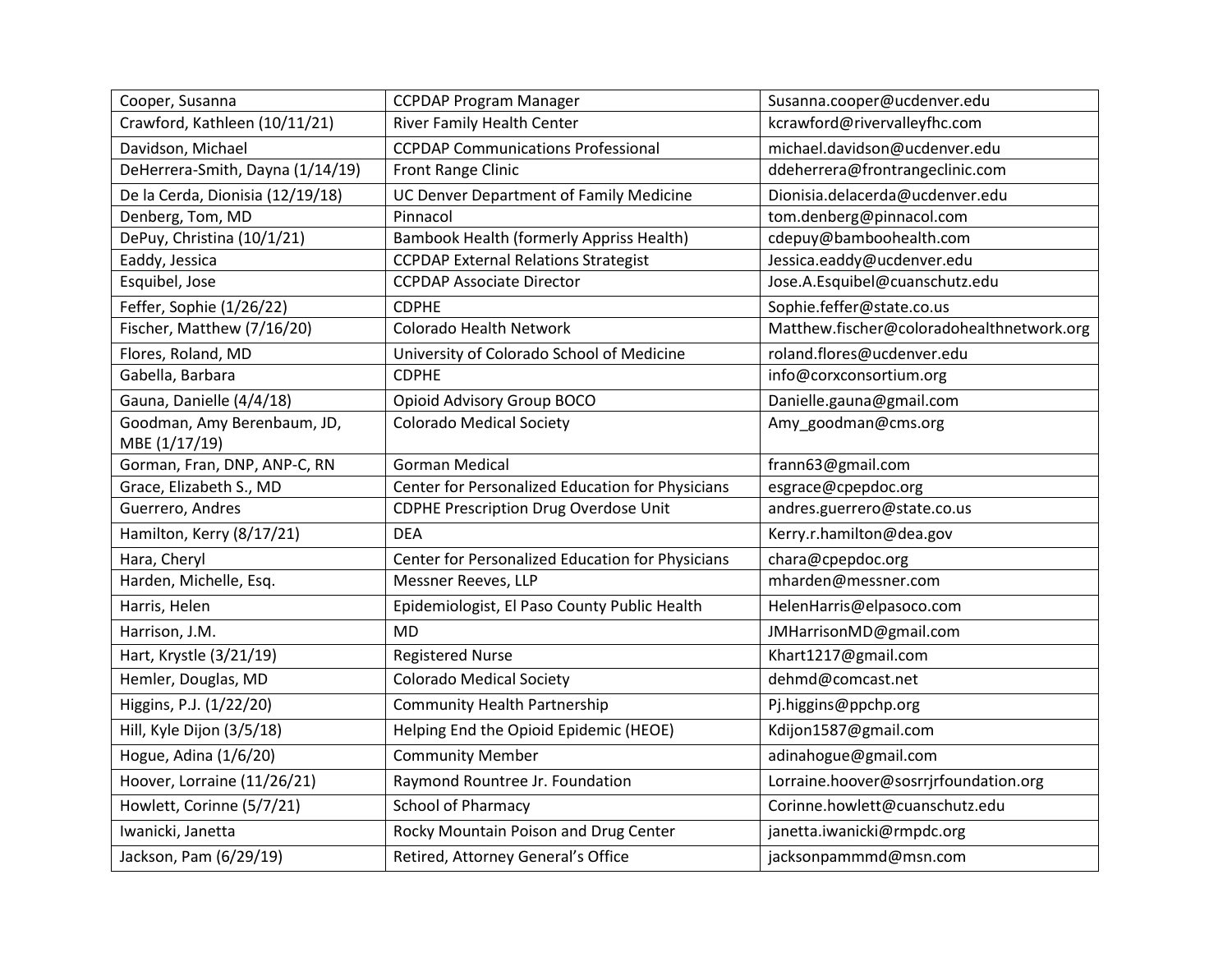| Cooper, Susanna | CCPDAP Program Manager | Susanna.cooper@ucdenver.edu |
|---|---|---|
| Crawford, Kathleen (10/11/21) | River Family Health Center | kcrawford@rivervalleyfhc.com |
| Davidson, Michael | CCPDAP Communications Professional | michael.davidson@ucdenver.edu |
| DeHerrera-Smith, Dayna (1/14/19) | Front Range Clinic | ddeherrera@frontrangeclinic.com |
| De la Cerda, Dionisia (12/19/18) | UC Denver Department of Family Medicine | Dionisia.delacerda@ucdenver.edu |
| Denberg, Tom, MD | Pinnacol | tom.denberg@pinnacol.com |
| DePuy, Christina (10/1/21) | Bambook Health (formerly Appriss Health) | cdepuy@bamboohealth.com |
| Eaddy, Jessica | CCPDAP External Relations Strategist | Jessica.eaddy@ucdenver.edu |
| Esquibel, Jose | CCPDAP Associate Director | Jose.A.Esquibel@cuanschutz.edu |
| Feffer, Sophie (1/26/22) | CDPHE | Sophie.feffer@state.co.us |
| Fischer, Matthew (7/16/20) | Colorado Health Network | Matthew.fischer@coloradohealthnetwork.org |
| Flores, Roland, MD | University of Colorado School of Medicine | roland.flores@ucdenver.edu |
| Gabella, Barbara | CDPHE | info@corxconsortium.org |
| Gauna, Danielle (4/4/18) | Opioid Advisory Group BOCO | Danielle.gauna@gmail.com |
| Goodman, Amy Berenbaum, JD, MBE (1/17/19) | Colorado Medical Society | Amy_goodman@cms.org |
| Gorman, Fran, DNP, ANP-C, RN | Gorman Medical | frann63@gmail.com |
| Grace, Elizabeth S., MD | Center for Personalized Education for Physicians | esgrace@cpepdoc.org |
| Guerrero, Andres | CDPHE Prescription Drug Overdose Unit | andres.guerrero@state.co.us |
| Hamilton, Kerry (8/17/21) | DEA | Kerry.r.hamilton@dea.gov |
| Hara, Cheryl | Center for Personalized Education for Physicians | chara@cpepdoc.org |
| Harden, Michelle, Esq. | Messner Reeves, LLP | mharden@messner.com |
| Harris, Helen | Epidemiologist, El Paso County Public Health | HelenHarris@elpasoco.com |
| Harrison, J.M. | MD | JMHarrisonMD@gmail.com |
| Hart, Krystle (3/21/19) | Registered Nurse | Khart1217@gmail.com |
| Hemler, Douglas, MD | Colorado Medical Society | dehmd@comcast.net |
| Higgins, P.J. (1/22/20) | Community Health Partnership | Pj.higgins@ppchp.org |
| Hill, Kyle Dijon (3/5/18) | Helping End the Opioid Epidemic (HEOE) | Kdijon1587@gmail.com |
| Hogue, Adina (1/6/20) | Community Member | adinahogue@gmail.com |
| Hoover, Lorraine (11/26/21) | Raymond Rountree Jr. Foundation | Lorraine.hoover@sosrrjrfoundation.org |
| Howlett, Corinne (5/7/21) | School of Pharmacy | Corinne.howlett@cuanschutz.edu |
| Iwanicki, Janetta | Rocky Mountain Poison and Drug Center | janetta.iwanicki@rmpdc.org |
| Jackson, Pam (6/29/19) | Retired, Attorney General's Office | jacksonpammmd@msn.com |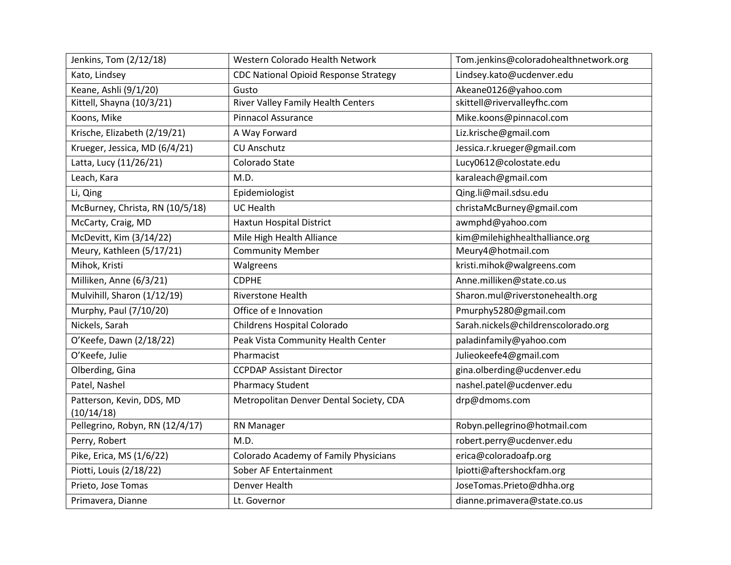| Jenkins, Tom (2/12/18) | Western Colorado Health Network | Tom.jenkins@coloradohealthnetwork.org |
|---|---|---|
| Kato, Lindsey | CDC National Opioid Response Strategy | Lindsey.kato@ucdenver.edu |
| Keane, Ashli (9/1/20) | Gusto | Akeane0126@yahoo.com |
| Kittell, Shayna (10/3/21) | River Valley Family Health Centers | skittell@rivervalleyfhc.com |
| Koons, Mike | Pinnacol Assurance | Mike.koons@pinnacol.com |
| Krische, Elizabeth (2/19/21) | A Way Forward | Liz.krische@gmail.com |
| Krueger, Jessica, MD (6/4/21) | CU Anschutz | Jessica.r.krueger@gmail.com |
| Latta, Lucy (11/26/21) | Colorado State | Lucy0612@colostate.edu |
| Leach, Kara | M.D. | karaleach@gmail.com |
| Li, Qing | Epidemiologist | Qing.li@mail.sdsu.edu |
| McBurney, Christa, RN (10/5/18) | UC Health | christaMcBurney@gmail.com |
| McCarty, Craig, MD | Haxtun Hospital District | awmphd@yahoo.com |
| McDevitt, Kim (3/14/22) | Mile High Health Alliance | kim@milehighhealthalliance.org |
| Meury, Kathleen (5/17/21) | Community Member | Meury4@hotmail.com |
| Mihok, Kristi | Walgreens | kristi.mihok@walgreens.com |
| Milliken, Anne (6/3/21) | CDPHE | Anne.milliken@state.co.us |
| Mulvihill, Sharon (1/12/19) | Riverstone Health | Sharon.mul@riverstonehealth.org |
| Murphy, Paul (7/10/20) | Office of e Innovation | Pmurphy5280@gmail.com |
| Nickels, Sarah | Childrens Hospital Colorado | Sarah.nickels@childrenscolorado.org |
| O'Keefe, Dawn (2/18/22) | Peak Vista Community Health Center | paladinfamily@yahoo.com |
| O'Keefe, Julie | Pharmacist | Julieokeefe4@gmail.com |
| Olberding, Gina | CCPDAP Assistant Director | gina.olberding@ucdenver.edu |
| Patel, Nashel | Pharmacy Student | nashel.patel@ucdenver.edu |
| Patterson, Kevin, DDS, MD (10/14/18) | Metropolitan Denver Dental Society, CDA | drp@dmoms.com |
| Pellegrino, Robyn, RN (12/4/17) | RN Manager | Robyn.pellegrino@hotmail.com |
| Perry, Robert | M.D. | robert.perry@ucdenver.edu |
| Pike, Erica, MS (1/6/22) | Colorado Academy of Family Physicians | erica@coloradoafp.org |
| Piotti, Louis (2/18/22) | Sober AF Entertainment | lpiotti@aftershockfam.org |
| Prieto, Jose Tomas | Denver Health | JoseTomas.Prieto@dhha.org |
| Primavera, Dianne | Lt. Governor | dianne.primavera@state.co.us |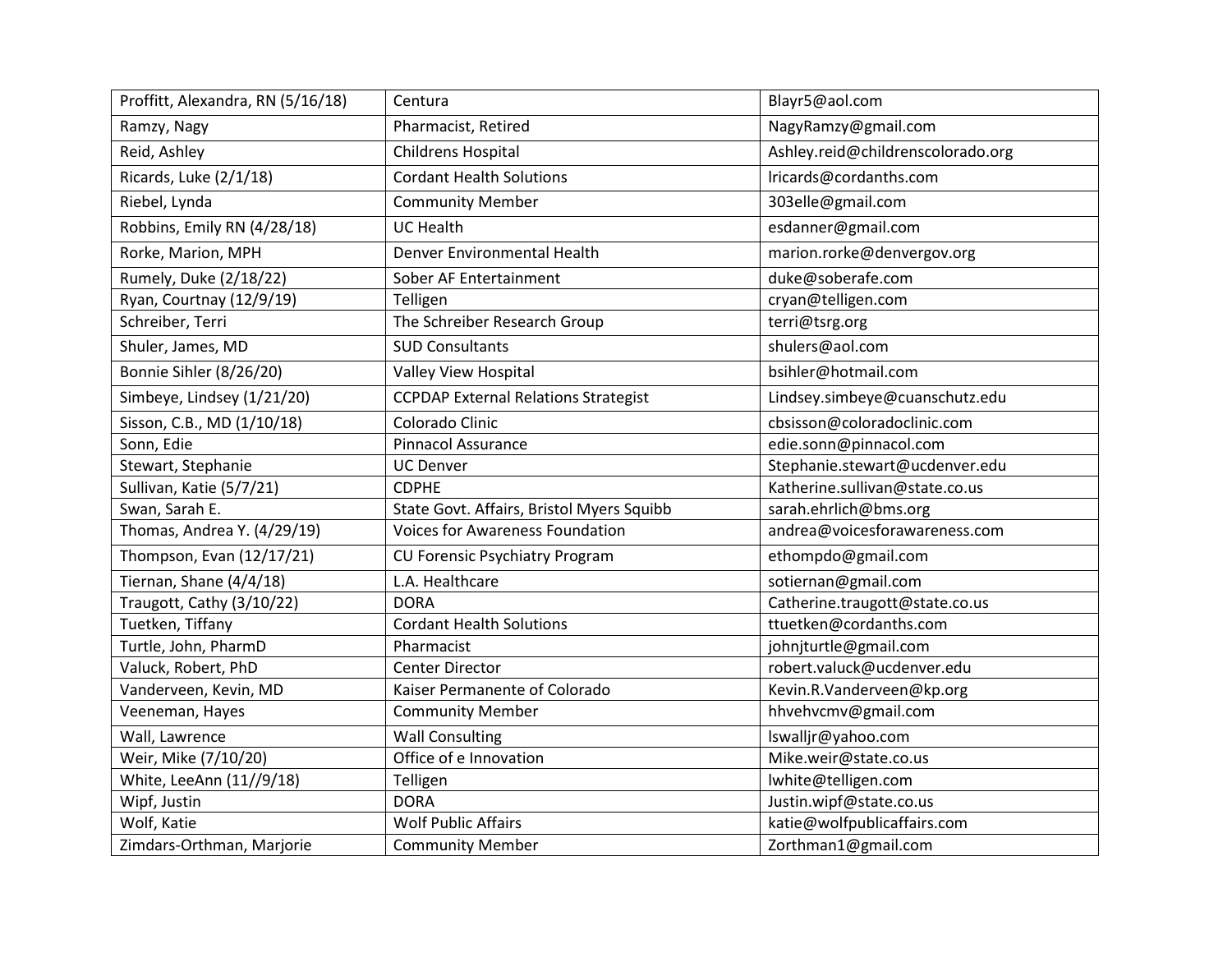| | | |
|---|---|---|
| Proffitt, Alexandra, RN (5/16/18) | Centura | Blayr5@aol.com |
| Ramzy, Nagy | Pharmacist, Retired | NagyRamzy@gmail.com |
| Reid, Ashley | Childrens Hospital | Ashley.reid@childrenscolorado.org |
| Ricards, Luke (2/1/18) | Cordant Health Solutions | lricards@cordanths.com |
| Riebel, Lynda | Community Member | 303elle@gmail.com |
| Robbins, Emily RN (4/28/18) | UC Health | esdanner@gmail.com |
| Rorke, Marion, MPH | Denver Environmental Health | marion.rorke@denvergov.org |
| Rumely, Duke (2/18/22) | Sober AF Entertainment | duke@soberafe.com |
| Ryan, Courtnay (12/9/19) | Telligen | cryan@telligen.com |
| Schreiber, Terri | The Schreiber Research Group | terri@tsrg.org |
| Shuler, James, MD | SUD Consultants | shulers@aol.com |
| Bonnie Sihler (8/26/20) | Valley View Hospital | bsihler@hotmail.com |
| Simbeye, Lindsey (1/21/20) | CCPDAP External Relations Strategist | Lindsey.simbeye@cuanschutz.edu |
| Sisson, C.B., MD (1/10/18) | Colorado Clinic | cbsisson@coloradoclinic.com |
| Sonn, Edie | Pinnacol Assurance | edie.sonn@pinnacol.com |
| Stewart, Stephanie | UC Denver | Stephanie.stewart@ucdenver.edu |
| Sullivan, Katie (5/7/21) | CDPHE | Katherine.sullivan@state.co.us |
| Swan, Sarah E. | State Govt. Affairs, Bristol Myers Squibb | sarah.ehrlich@bms.org |
| Thomas, Andrea Y. (4/29/19) | Voices for Awareness Foundation | andrea@voicesforawareness.com |
| Thompson, Evan (12/17/21) | CU Forensic Psychiatry Program | ethompdo@gmail.com |
| Tiernan, Shane (4/4/18) | L.A. Healthcare | sotiernan@gmail.com |
| Traugott, Cathy (3/10/22) | DORA | Catherine.traugott@state.co.us |
| Tuetken, Tiffany | Cordant Health Solutions | ttuetken@cordanths.com |
| Turtle, John, PharmD | Pharmacist | johnjturtle@gmail.com |
| Valuck, Robert, PhD | Center Director | robert.valuck@ucdenver.edu |
| Vanderveen, Kevin, MD | Kaiser Permanente of Colorado | Kevin.R.Vanderveen@kp.org |
| Veeneman, Hayes | Community Member | hhvehvcmv@gmail.com |
| Wall, Lawrence | Wall Consulting | lswalljr@yahoo.com |
| Weir, Mike (7/10/20) | Office of e Innovation | Mike.weir@state.co.us |
| White, LeeAnn (11//9/18) | Telligen | lwhite@telligen.com |
| Wipf, Justin | DORA | Justin.wipf@state.co.us |
| Wolf, Katie | Wolf Public Affairs | katie@wolfpublicaffairs.com |
| Zimdars-Orthman, Marjorie | Community Member | Zorthman1@gmail.com |